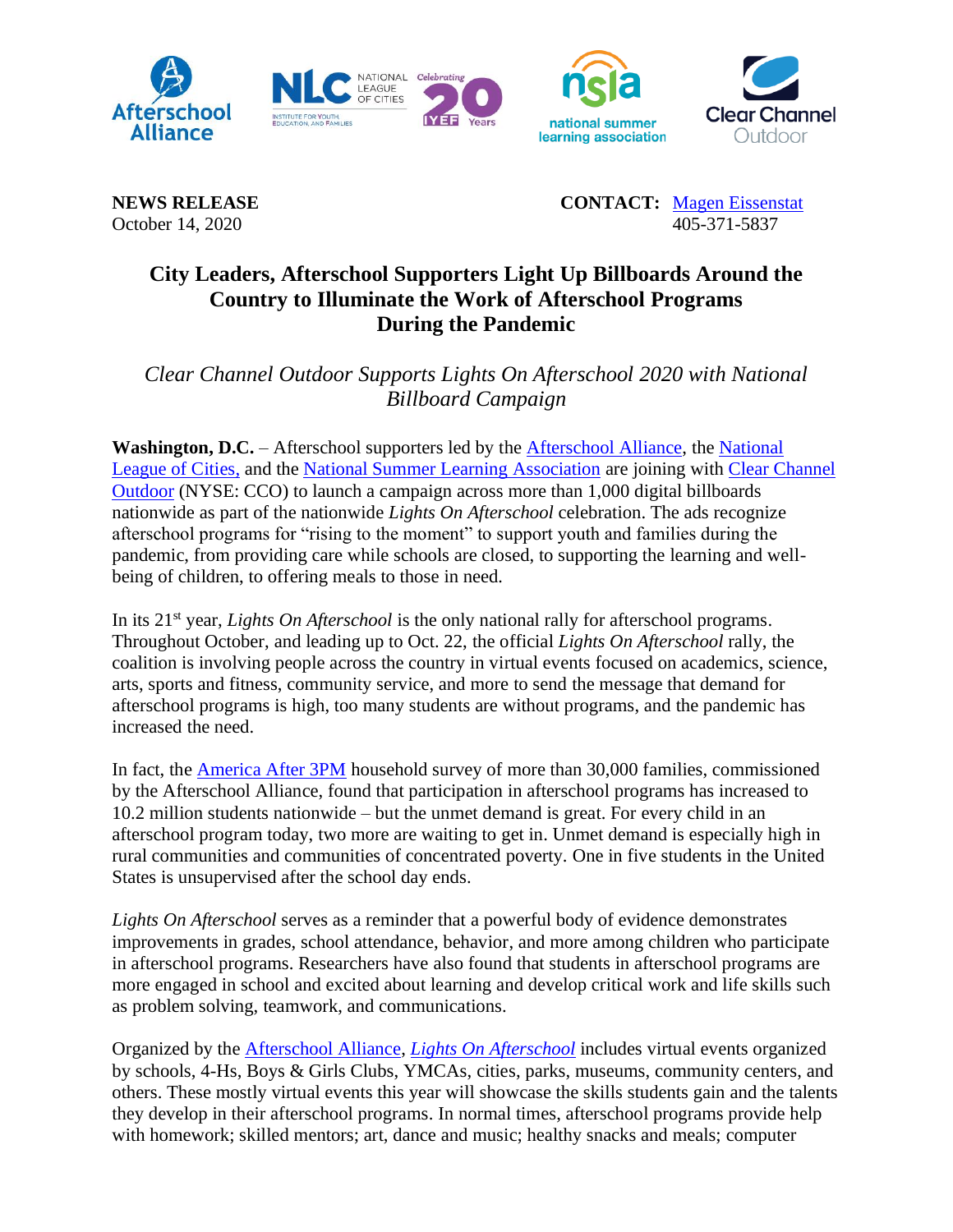**NEWS RELEASE** 
October 14, 2020

**CONTACT:** Magen Eissenstat 
405-371-5837

# City Leaders, Afterschool Supporters Light Up Billboards Around the Country to Illuminate the Work of Afterschool Programs During the Pandemic

*Clear Channel Outdoor Supports Lights On Afterschool 2020 with National Billboard Campaign*

**Washington, D.C.** – Afterschool supporters led by the Afterschool Alliance, the National League of Cities, and the National Summer Learning Association are joining with Clear Channel Outdoor (NYSE: CCO) to launch a campaign across more than 1,000 digital billboards nationwide as part of the nationwide *Lights On Afterschool* celebration. The ads recognize afterschool programs for "rising to the moment" to support youth and families during the pandemic, from providing care while schools are closed, to supporting the learning and well-being of children, to offering meals to those in need.

In its 21st year, *Lights On Afterschool* is the only national rally for afterschool programs. Throughout October, and leading up to Oct. 22, the official *Lights On Afterschool* rally, the coalition is involving people across the country in virtual events focused on academics, science, arts, sports and fitness, community service, and more to send the message that demand for afterschool programs is high, too many students are without programs, and the pandemic has increased the need.

In fact, the America After 3PM household survey of more than 30,000 families, commissioned by the Afterschool Alliance, found that participation in afterschool programs has increased to 10.2 million students nationwide – but the unmet demand is great. For every child in an afterschool program today, two more are waiting to get in. Unmet demand is especially high in rural communities and communities of concentrated poverty. One in five students in the United States is unsupervised after the school day ends.

*Lights On Afterschool* serves as a reminder that a powerful body of evidence demonstrates improvements in grades, school attendance, behavior, and more among children who participate in afterschool programs. Researchers have also found that students in afterschool programs are more engaged in school and excited about learning and develop critical work and life skills such as problem solving, teamwork, and communications.

Organized by the Afterschool Alliance, *Lights On Afterschool* includes virtual events organized by schools, 4-Hs, Boys & Girls Clubs, YMCAs, cities, parks, museums, community centers, and others. These mostly virtual events this year will showcase the skills students gain and the talents they develop in their afterschool programs. In normal times, afterschool programs provide help with homework; skilled mentors; art, dance and music; healthy snacks and meals; computer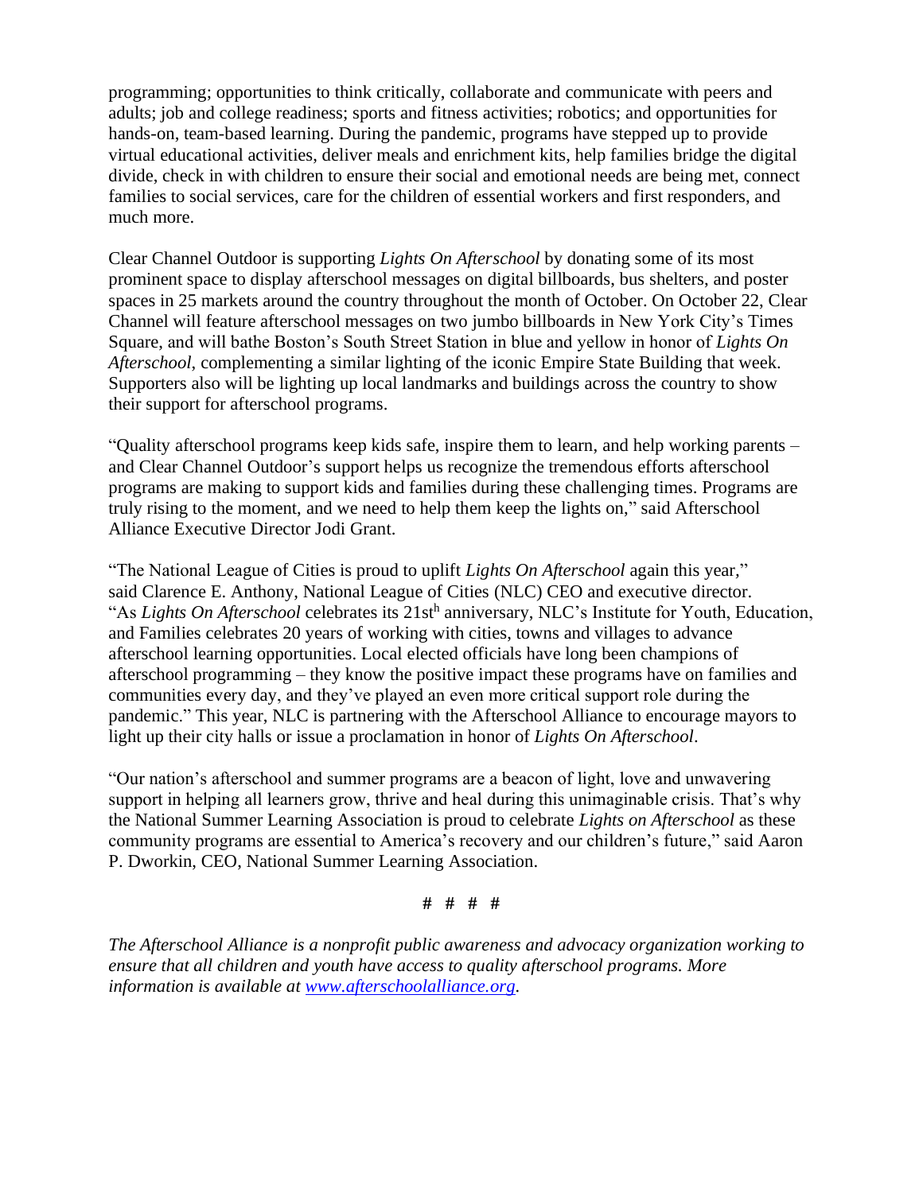programming; opportunities to think critically, collaborate and communicate with peers and adults; job and college readiness; sports and fitness activities; robotics; and opportunities for hands-on, team-based learning. During the pandemic, programs have stepped up to provide virtual educational activities, deliver meals and enrichment kits, help families bridge the digital divide, check in with children to ensure their social and emotional needs are being met, connect families to social services, care for the children of essential workers and first responders, and much more.

Clear Channel Outdoor is supporting *Lights On Afterschool* by donating some of its most prominent space to display afterschool messages on digital billboards, bus shelters, and poster spaces in 25 markets around the country throughout the month of October. On October 22, Clear Channel will feature afterschool messages on two jumbo billboards in New York City's Times Square, and will bathe Boston's South Street Station in blue and yellow in honor of *Lights On Afterschool*, complementing a similar lighting of the iconic Empire State Building that week. Supporters also will be lighting up local landmarks and buildings across the country to show their support for afterschool programs.

"Quality afterschool programs keep kids safe, inspire them to learn, and help working parents – and Clear Channel Outdoor's support helps us recognize the tremendous efforts afterschool programs are making to support kids and families during these challenging times. Programs are truly rising to the moment, and we need to help them keep the lights on," said Afterschool Alliance Executive Director Jodi Grant.

"The National League of Cities is proud to uplift *Lights On Afterschool* again this year," said Clarence E. Anthony, National League of Cities (NLC) CEO and executive director. "As *Lights On Afterschool* celebrates its 21st[h] anniversary, NLC's Institute for Youth, Education, and Families celebrates 20 years of working with cities, towns and villages to advance afterschool learning opportunities. Local elected officials have long been champions of afterschool programming – they know the positive impact these programs have on families and communities every day, and they've played an even more critical support role during the pandemic." This year, NLC is partnering with the Afterschool Alliance to encourage mayors to light up their city halls or issue a proclamation in honor of *Lights On Afterschool*.

"Our nation's afterschool and summer programs are a beacon of light, love and unwavering support in helping all learners grow, thrive and heal during this unimaginable crisis. That's why the National Summer Learning Association is proud to celebrate *Lights on Afterschool* as these community programs are essential to America's recovery and our children's future," said Aaron P. Dworkin, CEO, National Summer Learning Association.

# # # #

*The Afterschool Alliance is a nonprofit public awareness and advocacy organization working to ensure that all children and youth have access to quality afterschool programs. More information is available at [www.afterschoolalliance.org](http://www.afterschoolalliance.org).*